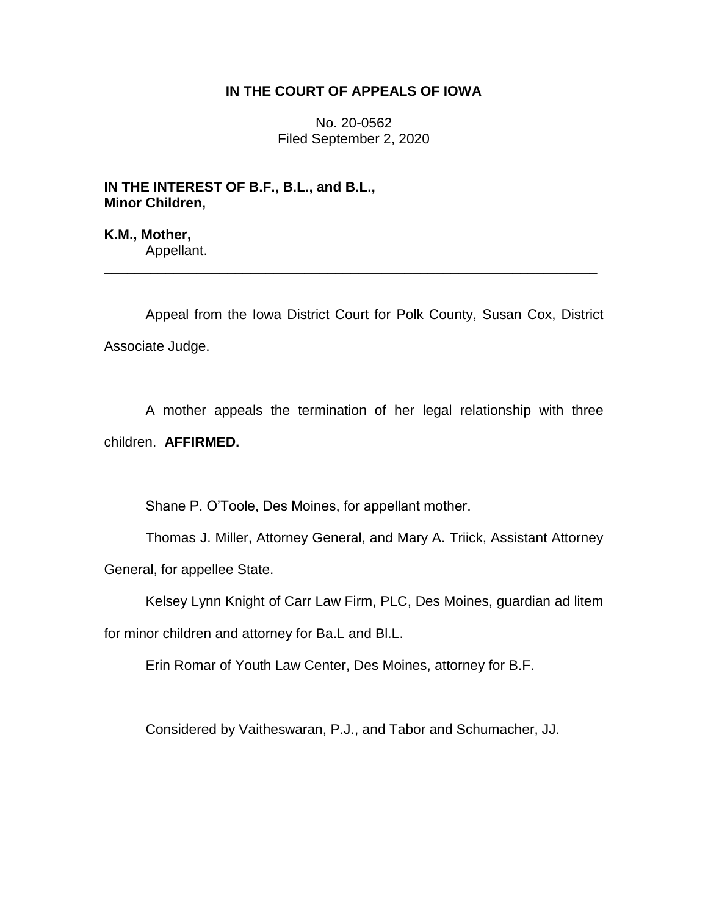# IN THE COURT OF APPEALS OF IOWA

No. 20-0562
Filed September 2, 2020

**IN THE INTEREST OF B.F., B.L., and B.L., Minor Children,**

**K.M., Mother,**
Appellant.

---

Appeal from the Iowa District Court for Polk County, Susan Cox, District Associate Judge.

A mother appeals the termination of her legal relationship with three children. **AFFIRMED.**

Shane P. O'Toole, Des Moines, for appellant mother.

Thomas J. Miller, Attorney General, and Mary A. Triick, Assistant Attorney General, for appellee State.

Kelsey Lynn Knight of Carr Law Firm, PLC, Des Moines, guardian ad litem for minor children and attorney for Ba.L and Bl.L.

Erin Romar of Youth Law Center, Des Moines, attorney for B.F.

Considered by Vaitheswaran, P.J., and Tabor and Schumacher, JJ.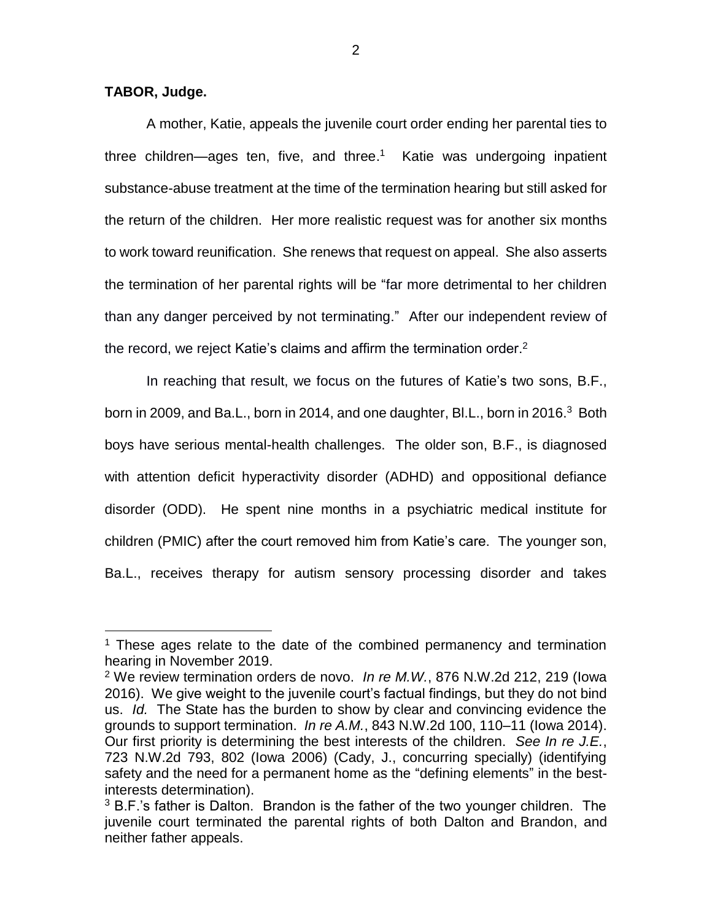**TABOR, Judge.**

A mother, Katie, appeals the juvenile court order ending her parental ties to three children—ages ten, five, and three.[1] Katie was undergoing inpatient substance-abuse treatment at the time of the termination hearing but still asked for the return of the children. Her more realistic request was for another six months to work toward reunification. She renews that request on appeal. She also asserts the termination of her parental rights will be "far more detrimental to her children than any danger perceived by not terminating." After our independent review of the record, we reject Katie's claims and affirm the termination order.[2]

In reaching that result, we focus on the futures of Katie's two sons, B.F., born in 2009, and Ba.L., born in 2014, and one daughter, Bl.L., born in 2016.[3] Both boys have serious mental-health challenges. The older son, B.F., is diagnosed with attention deficit hyperactivity disorder (ADHD) and oppositional defiance disorder (ODD). He spent nine months in a psychiatric medical institute for children (PMIC) after the court removed him from Katie's care. The younger son, Ba.L., receives therapy for autism sensory processing disorder and takes

---

[1] These ages relate to the date of the combined permanency and termination hearing in November 2019.

[2] We review termination orders de novo. *In re M.W.*, 876 N.W.2d 212, 219 (Iowa 2016). We give weight to the juvenile court's factual findings, but they do not bind us. *Id.* The State has the burden to show by clear and convincing evidence the grounds to support termination. *In re A.M.*, 843 N.W.2d 100, 110–11 (Iowa 2014). Our first priority is determining the best interests of the children. *See In re J.E.*, 723 N.W.2d 793, 802 (Iowa 2006) (Cady, J., concurring specially) (identifying safety and the need for a permanent home as the "defining elements" in the best-interests determination).

[3] B.F.'s father is Dalton. Brandon is the father of the two younger children. The juvenile court terminated the parental rights of both Dalton and Brandon, and neither father appeals.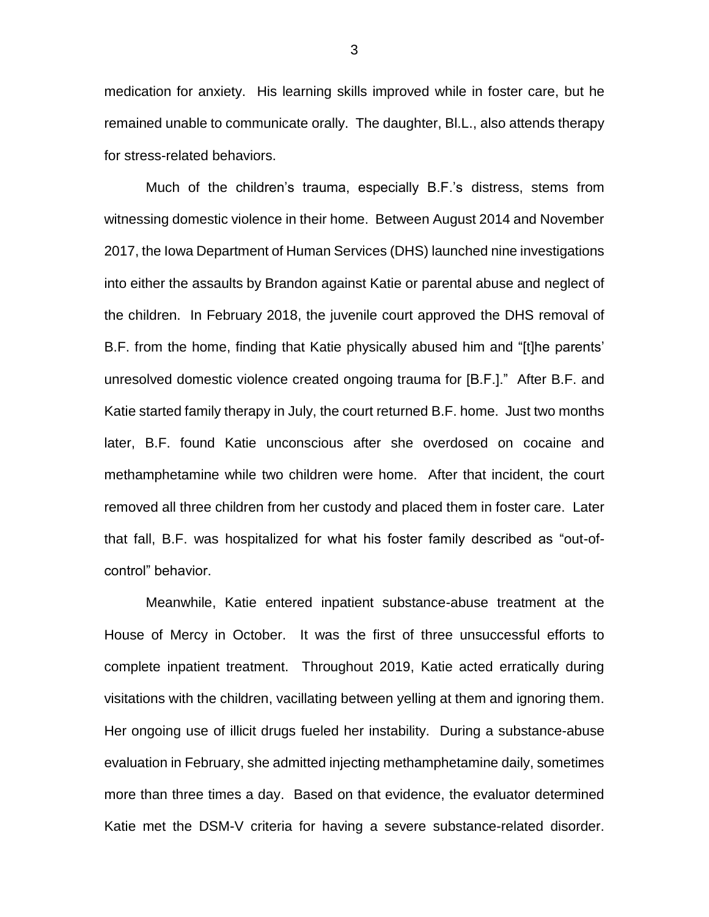medication for anxiety. His learning skills improved while in foster care, but he remained unable to communicate orally. The daughter, Bl.L., also attends therapy for stress-related behaviors.

Much of the children's trauma, especially B.F.'s distress, stems from witnessing domestic violence in their home. Between August 2014 and November 2017, the Iowa Department of Human Services (DHS) launched nine investigations into either the assaults by Brandon against Katie or parental abuse and neglect of the children. In February 2018, the juvenile court approved the DHS removal of B.F. from the home, finding that Katie physically abused him and "[t]he parents' unresolved domestic violence created ongoing trauma for [B.F.]." After B.F. and Katie started family therapy in July, the court returned B.F. home. Just two months later, B.F. found Katie unconscious after she overdosed on cocaine and methamphetamine while two children were home. After that incident, the court removed all three children from her custody and placed them in foster care. Later that fall, B.F. was hospitalized for what his foster family described as "out-of-control" behavior.

Meanwhile, Katie entered inpatient substance-abuse treatment at the House of Mercy in October. It was the first of three unsuccessful efforts to complete inpatient treatment. Throughout 2019, Katie acted erratically during visitations with the children, vacillating between yelling at them and ignoring them. Her ongoing use of illicit drugs fueled her instability. During a substance-abuse evaluation in February, she admitted injecting methamphetamine daily, sometimes more than three times a day. Based on that evidence, the evaluator determined Katie met the DSM-V criteria for having a severe substance-related disorder.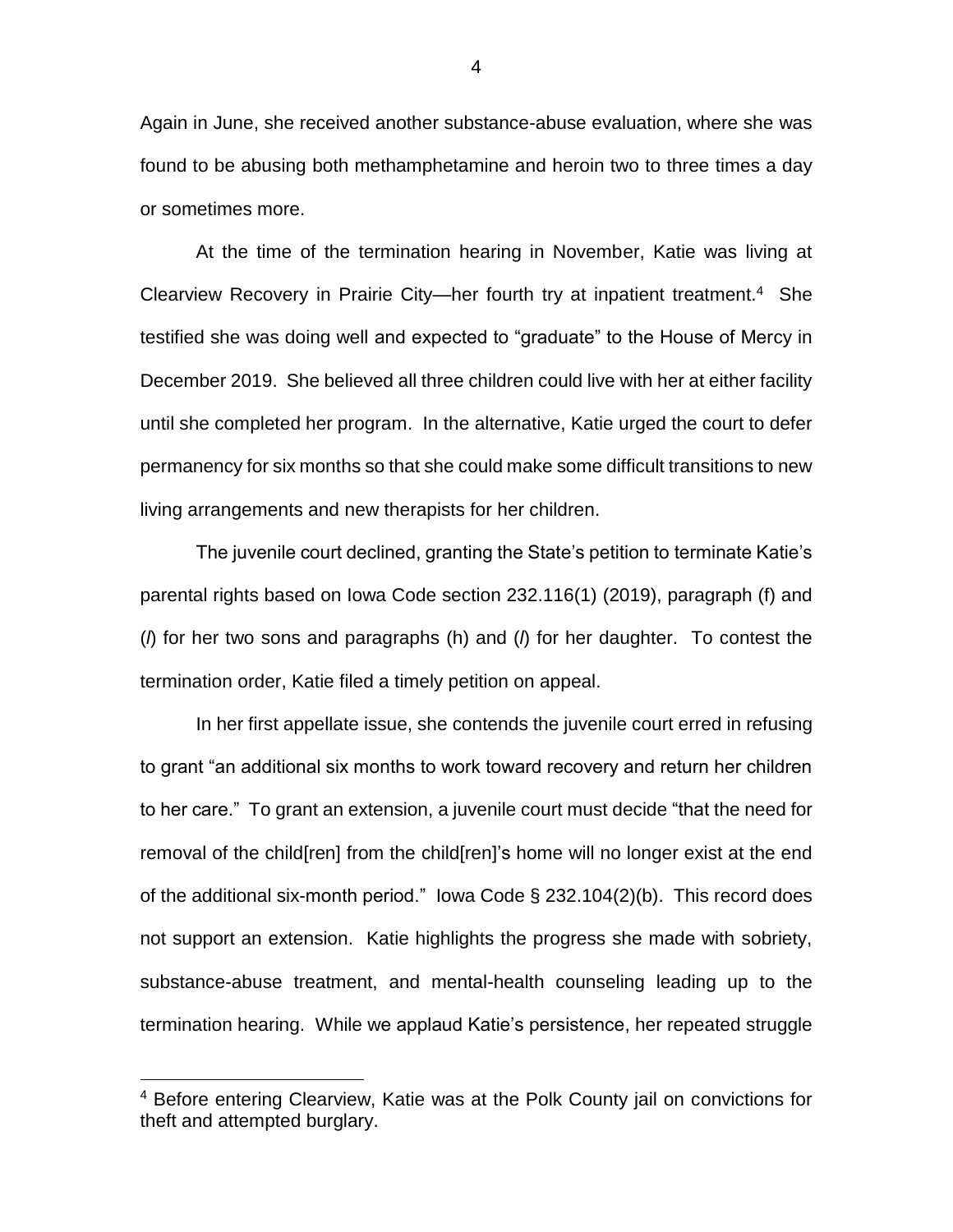Again in June, she received another substance-abuse evaluation, where she was found to be abusing both methamphetamine and heroin two to three times a day or sometimes more.

At the time of the termination hearing in November, Katie was living at Clearview Recovery in Prairie City—her fourth try at inpatient treatment.[4] She testified she was doing well and expected to "graduate" to the House of Mercy in December 2019. She believed all three children could live with her at either facility until she completed her program. In the alternative, Katie urged the court to defer permanency for six months so that she could make some difficult transitions to new living arrangements and new therapists for her children.

The juvenile court declined, granting the State's petition to terminate Katie's parental rights based on Iowa Code section 232.116(1) (2019), paragraph (f) and (*l*) for her two sons and paragraphs (h) and (*l*) for her daughter. To contest the termination order, Katie filed a timely petition on appeal.

In her first appellate issue, she contends the juvenile court erred in refusing to grant "an additional six months to work toward recovery and return her children to her care." To grant an extension, a juvenile court must decide "that the need for removal of the child[ren] from the child[ren]'s home will no longer exist at the end of the additional six-month period." Iowa Code § 232.104(2)(b). This record does not support an extension. Katie highlights the progress she made with sobriety, substance-abuse treatment, and mental-health counseling leading up to the termination hearing. While we applaud Katie's persistence, her repeated struggle

---

[4] Before entering Clearview, Katie was at the Polk County jail on convictions for theft and attempted burglary.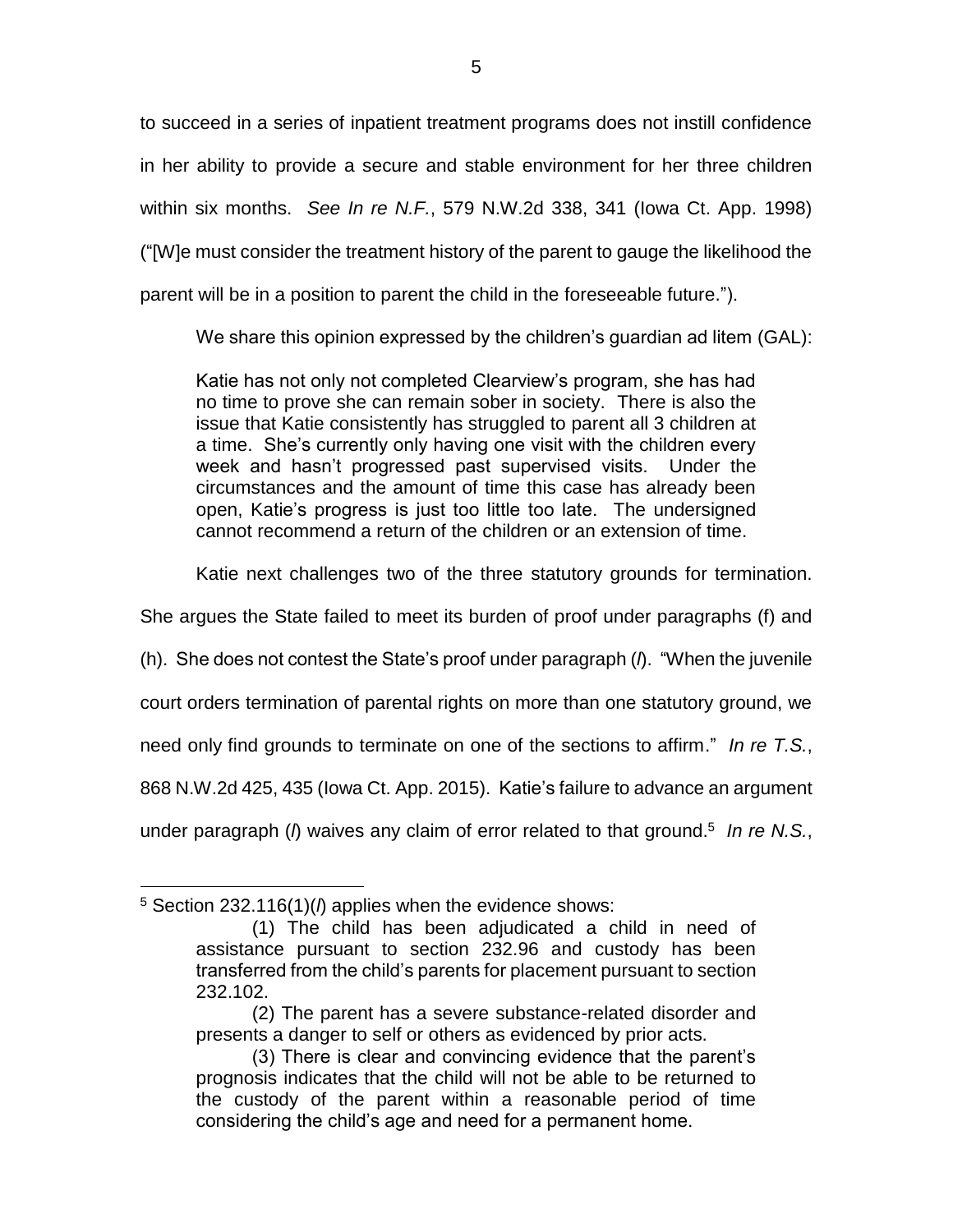to succeed in a series of inpatient treatment programs does not instill confidence in her ability to provide a secure and stable environment for her three children within six months. *See In re N.F.*, 579 N.W.2d 338, 341 (Iowa Ct. App. 1998) ("[W]e must consider the treatment history of the parent to gauge the likelihood the parent will be in a position to parent the child in the foreseeable future.").

We share this opinion expressed by the children's guardian ad litem (GAL):

> Katie has not only not completed Clearview's program, she has had no time to prove she can remain sober in society. There is also the issue that Katie consistently has struggled to parent all 3 children at a time. She's currently only having one visit with the children every week and hasn't progressed past supervised visits. Under the circumstances and the amount of time this case has already been open, Katie's progress is just too little too late. The undersigned cannot recommend a return of the children or an extension of time.

Katie next challenges two of the three statutory grounds for termination. She argues the State failed to meet its burden of proof under paragraphs (f) and (h). She does not contest the State's proof under paragraph (*l*). "When the juvenile court orders termination of parental rights on more than one statutory ground, we need only find grounds to terminate on one of the sections to affirm." *In re T.S.*, 868 N.W.2d 425, 435 (Iowa Ct. App. 2015). Katie's failure to advance an argument under paragraph (*l*) waives any claim of error related to that ground.[5] *In re N.S.*,

---

[5] Section 232.116(1)(*l*) applies when the evidence shows:

> (1) The child has been adjudicated a child in need of assistance pursuant to section 232.96 and custody has been transferred from the child's parents for placement pursuant to section 232.102.
>
> (2) The parent has a severe substance-related disorder and presents a danger to self or others as evidenced by prior acts.
>
> (3) There is clear and convincing evidence that the parent's prognosis indicates that the child will not be able to be returned to the custody of the parent within a reasonable period of time considering the child's age and need for a permanent home.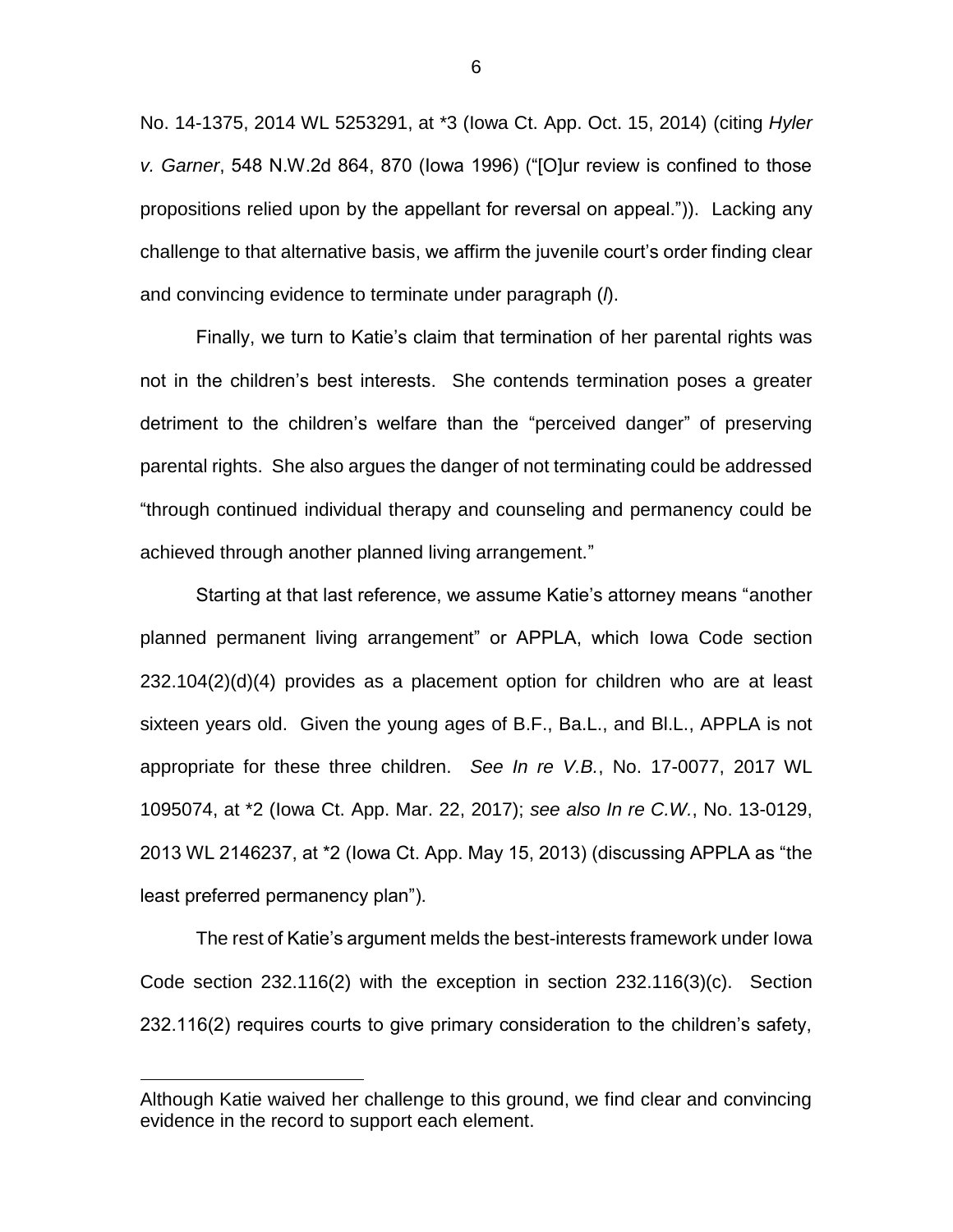No. 14-1375, 2014 WL 5253291, at *3 (Iowa Ct. App. Oct. 15, 2014) (citing *Hyler v. Garner*, 548 N.W.2d 864, 870 (Iowa 1996) ("[O]ur review is confined to those propositions relied upon by the appellant for reversal on appeal.")). Lacking any challenge to that alternative basis, we affirm the juvenile court's order finding clear and convincing evidence to terminate under paragraph (*l*).

Finally, we turn to Katie's claim that termination of her parental rights was not in the children's best interests. She contends termination poses a greater detriment to the children's welfare than the "perceived danger" of preserving parental rights. She also argues the danger of not terminating could be addressed "through continued individual therapy and counseling and permanency could be achieved through another planned living arrangement."

Starting at that last reference, we assume Katie's attorney means "another planned permanent living arrangement" or APPLA, which Iowa Code section 232.104(2)(d)(4) provides as a placement option for children who are at least sixteen years old. Given the young ages of B.F., Ba.L., and Bl.L., APPLA is not appropriate for these three children. *See In re V.B.*, No. 17-0077, 2017 WL 1095074, at *2 (Iowa Ct. App. Mar. 22, 2017); *see also In re C.W.*, No. 13-0129, 2013 WL 2146237, at *2 (Iowa Ct. App. May 15, 2013) (discussing APPLA as "the least preferred permanency plan").

The rest of Katie's argument melds the best-interests framework under Iowa Code section 232.116(2) with the exception in section 232.116(3)(c). Section 232.116(2) requires courts to give primary consideration to the children's safety,

---

Although Katie waived her challenge to this ground, we find clear and convincing evidence in the record to support each element.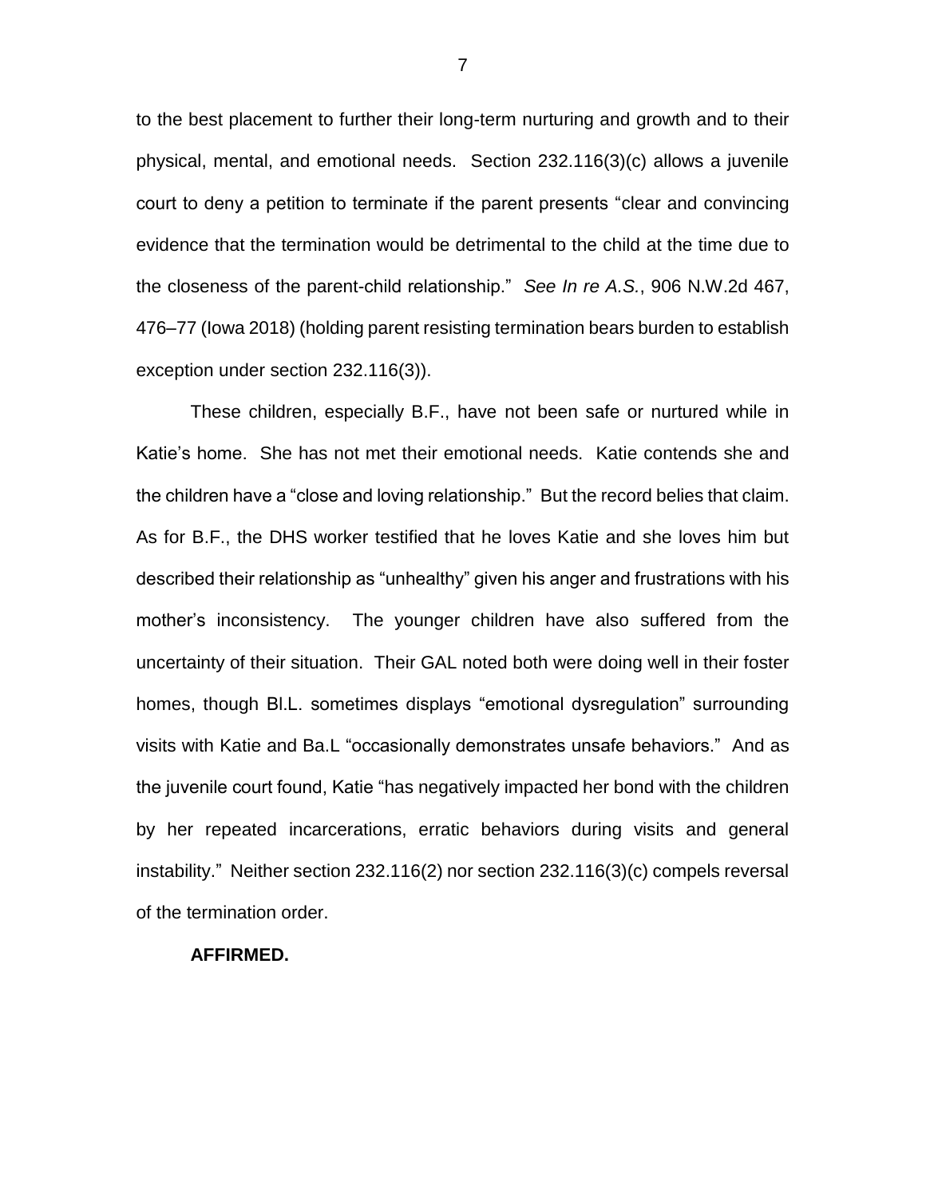to the best placement to further their long-term nurturing and growth and to their physical, mental, and emotional needs. Section 232.116(3)(c) allows a juvenile court to deny a petition to terminate if the parent presents "clear and convincing evidence that the termination would be detrimental to the child at the time due to the closeness of the parent-child relationship." *See In re A.S.*, 906 N.W.2d 467, 476–77 (Iowa 2018) (holding parent resisting termination bears burden to establish exception under section 232.116(3)).

These children, especially B.F., have not been safe or nurtured while in Katie's home. She has not met their emotional needs. Katie contends she and the children have a "close and loving relationship." But the record belies that claim. As for B.F., the DHS worker testified that he loves Katie and she loves him but described their relationship as "unhealthy" given his anger and frustrations with his mother's inconsistency. The younger children have also suffered from the uncertainty of their situation. Their GAL noted both were doing well in their foster homes, though Bl.L. sometimes displays "emotional dysregulation" surrounding visits with Katie and Ba.L "occasionally demonstrates unsafe behaviors." And as the juvenile court found, Katie "has negatively impacted her bond with the children by her repeated incarcerations, erratic behaviors during visits and general instability." Neither section 232.116(2) nor section 232.116(3)(c) compels reversal of the termination order.

**AFFIRMED.**